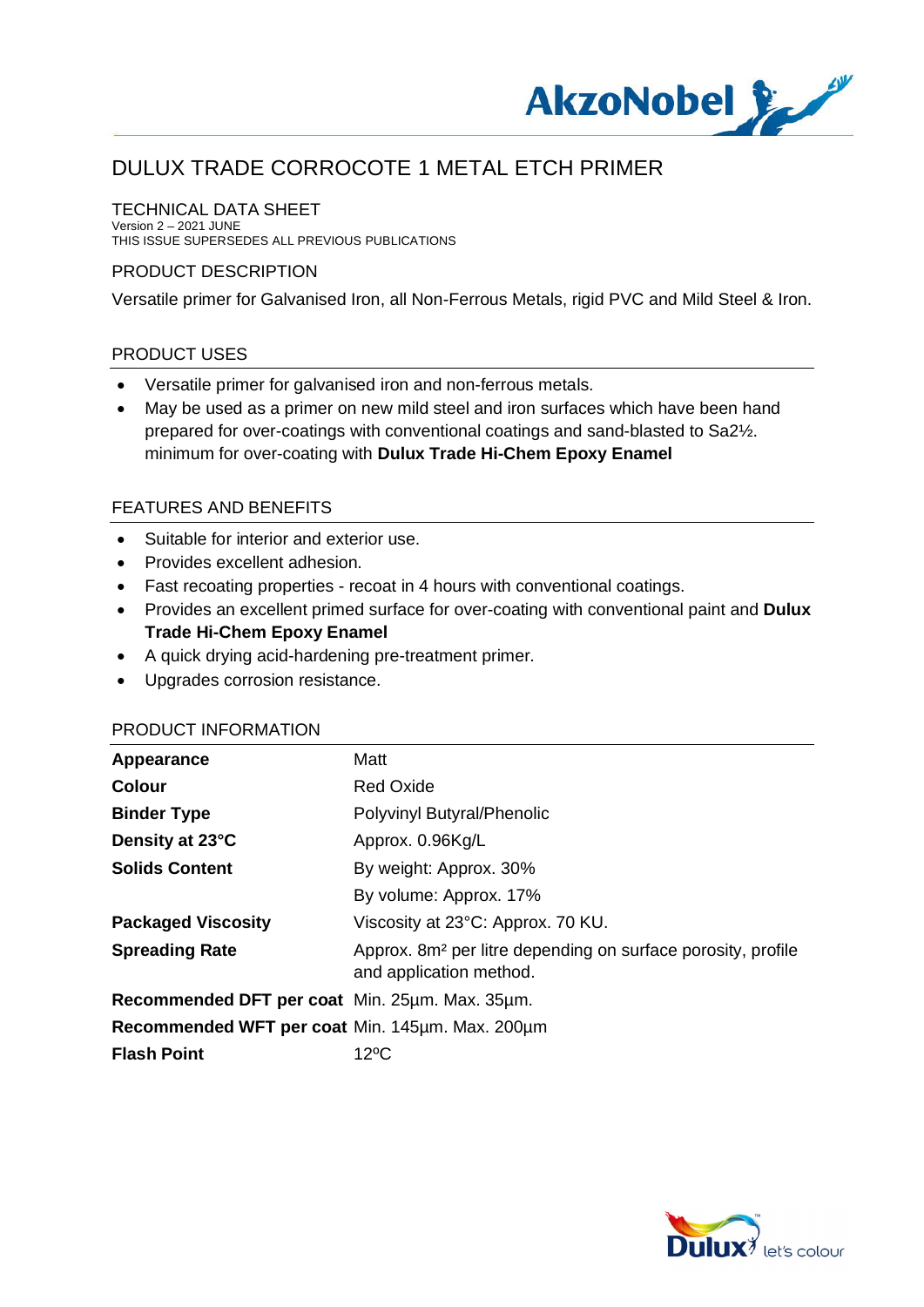# DULUX TRADE CORROCOTE 1 METAL ETCH PRIMER

## TECHNICAL DATA SHEET

Version 2 – 2021 JUNE
THIS ISSUE SUPERSEDES ALL PREVIOUS PUBLICATIONS

## PRODUCT DESCRIPTION

Versatile primer for Galvanised Iron, all Non-Ferrous Metals, rigid PVC and Mild Steel & Iron.

## PRODUCT USES

- Versatile primer for galvanised iron and non-ferrous metals.
- May be used as a primer on new mild steel and iron surfaces which have been hand prepared for over-coatings with conventional coatings and sand-blasted to Sa2½. minimum for over-coating with **Dulux Trade Hi-Chem Epoxy Enamel**

## FEATURES AND BENEFITS

- Suitable for interior and exterior use.
- Provides excellent adhesion.
- Fast recoating properties - recoat in 4 hours with conventional coatings.
- Provides an excellent primed surface for over-coating with conventional paint and **Dulux Trade Hi-Chem Epoxy Enamel**
- A quick drying acid-hardening pre-treatment primer.
- Upgrades corrosion resistance.

## PRODUCT INFORMATION

| | |
|---|---|
| **Appearance** | Matt |
| **Colour** | Red Oxide |
| **Binder Type** | Polyvinyl Butyral/Phenolic |
| **Density at 23°C** | Approx. 0.96Kg/L |
| **Solids Content** | By weight: Approx. 30% |
| | By volume: Approx. 17% |
| **Packaged Viscosity** | Viscosity at 23°C: Approx. 70 KU. |
| **Spreading Rate** | Approx. 8m² per litre depending on surface porosity, profile and application method. |
| **Recommended DFT per coat** | Min. 25µm. Max. 35µm. |
| **Recommended WFT per coat** | Min. 145µm. Max. 200µm |
| **Flash Point** | 12ºC |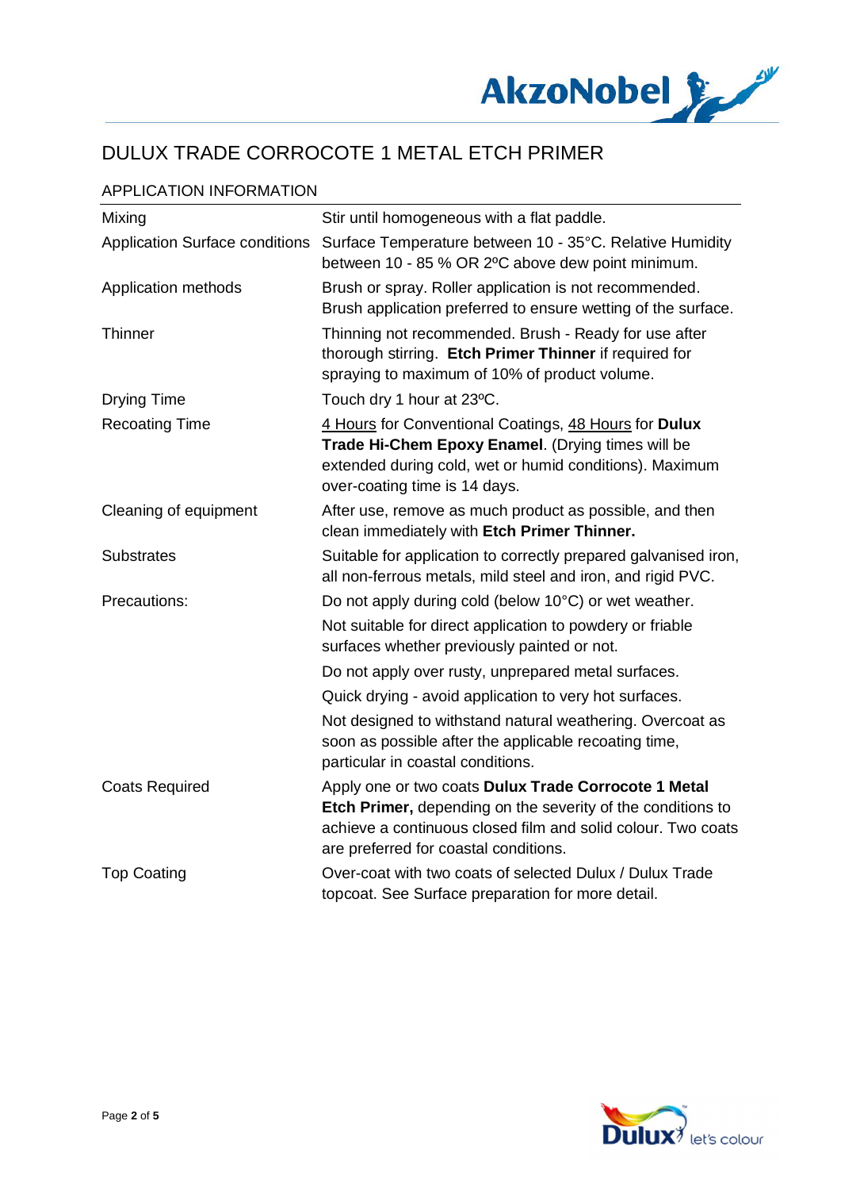# DULUX TRADE CORROCOTE 1 METAL ETCH PRIMER

## APPLICATION INFORMATION

| | |
|---|---|
| Mixing | Stir until homogeneous with a flat paddle. |
| Application Surface conditions | Surface Temperature between 10 - 35°C. Relative Humidity between 10 - 85 % OR 2ºC above dew point minimum. |
| Application methods | Brush or spray. Roller application is not recommended. Brush application preferred to ensure wetting of the surface. |
| Thinner | Thinning not recommended. Brush - Ready for use after thorough stirring. **Etch Primer Thinner** if required for spraying to maximum of 10% of product volume. |
| Drying Time | Touch dry 1 hour at 23ºC. |
| Recoating Time | 4 Hours for Conventional Coatings, 48 Hours for **Dulux Trade Hi-Chem Epoxy Enamel**. (Drying times will be extended during cold, wet or humid conditions). Maximum over-coating time is 14 days. |
| Cleaning of equipment | After use, remove as much product as possible, and then clean immediately with **Etch Primer Thinner.** |
| Substrates | Suitable for application to correctly prepared galvanised iron, all non-ferrous metals, mild steel and iron, and rigid PVC. |
| Precautions: | Do not apply during cold (below 10°C) or wet weather. |
| | Not suitable for direct application to powdery or friable surfaces whether previously painted or not. |
| | Do not apply over rusty, unprepared metal surfaces. |
| | Quick drying - avoid application to very hot surfaces. |
| | Not designed to withstand natural weathering. Overcoat as soon as possible after the applicable recoating time, particular in coastal conditions. |
| Coats Required | Apply one or two coats **Dulux Trade Corrocote 1 Metal Etch Primer,** depending on the severity of the conditions to achieve a continuous closed film and solid colour. Two coats are preferred for coastal conditions. |
| Top Coating | Over-coat with two coats of selected Dulux / Dulux Trade topcoat. See Surface preparation for more detail. |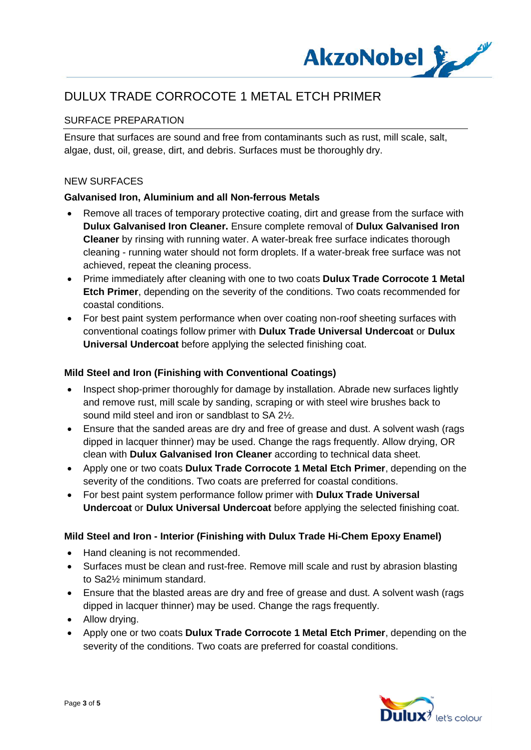# DULUX TRADE CORROCOTE 1 METAL ETCH PRIMER

## SURFACE PREPARATION

Ensure that surfaces are sound and free from contaminants such as rust, mill scale, salt, algae, dust, oil, grease, dirt, and debris. Surfaces must be thoroughly dry.

### NEW SURFACES

**Galvanised Iron, Aluminium and all Non-ferrous Metals**

- Remove all traces of temporary protective coating, dirt and grease from the surface with **Dulux Galvanised Iron Cleaner.** Ensure complete removal of **Dulux Galvanised Iron Cleaner** by rinsing with running water. A water-break free surface indicates thorough cleaning - running water should not form droplets. If a water-break free surface was not achieved, repeat the cleaning process.
- Prime immediately after cleaning with one to two coats **Dulux Trade Corrocote 1 Metal Etch Primer**, depending on the severity of the conditions. Two coats recommended for coastal conditions.
- For best paint system performance when over coating non-roof sheeting surfaces with conventional coatings follow primer with **Dulux Trade Universal Undercoat** or **Dulux Universal Undercoat** before applying the selected finishing coat.

**Mild Steel and Iron (Finishing with Conventional Coatings)**

- Inspect shop-primer thoroughly for damage by installation. Abrade new surfaces lightly and remove rust, mill scale by sanding, scraping or with steel wire brushes back to sound mild steel and iron or sandblast to SA 2½.
- Ensure that the sanded areas are dry and free of grease and dust. A solvent wash (rags dipped in lacquer thinner) may be used. Change the rags frequently. Allow drying, OR clean with **Dulux Galvanised Iron Cleaner** according to technical data sheet.
- Apply one or two coats **Dulux Trade Corrocote 1 Metal Etch Primer**, depending on the severity of the conditions. Two coats are preferred for coastal conditions.
- For best paint system performance follow primer with **Dulux Trade Universal Undercoat** or **Dulux Universal Undercoat** before applying the selected finishing coat.

**Mild Steel and Iron - Interior (Finishing with Dulux Trade Hi-Chem Epoxy Enamel)**

- Hand cleaning is not recommended.
- Surfaces must be clean and rust-free. Remove mill scale and rust by abrasion blasting to Sa2½ minimum standard.
- Ensure that the blasted areas are dry and free of grease and dust. A solvent wash (rags dipped in lacquer thinner) may be used. Change the rags frequently.
- Allow drying.
- Apply one or two coats **Dulux Trade Corrocote 1 Metal Etch Primer**, depending on the severity of the conditions. Two coats are preferred for coastal conditions.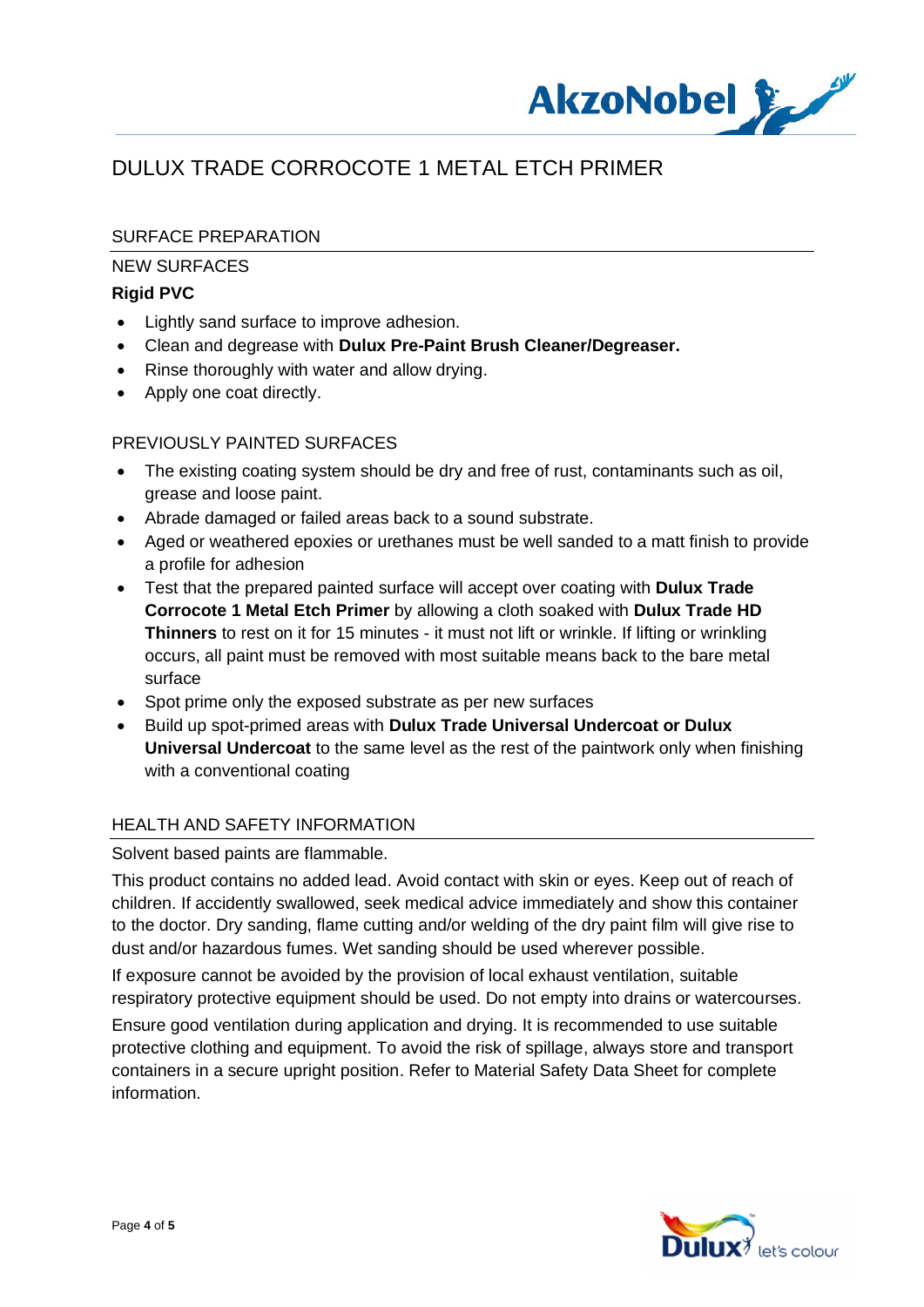# DULUX TRADE CORROCOTE 1 METAL ETCH PRIMER

## SURFACE PREPARATION

### NEW SURFACES

**Rigid PVC**

- Lightly sand surface to improve adhesion.
- Clean and degrease with **Dulux Pre-Paint Brush Cleaner/Degreaser.**
- Rinse thoroughly with water and allow drying.
- Apply one coat directly.

### PREVIOUSLY PAINTED SURFACES

- The existing coating system should be dry and free of rust, contaminants such as oil, grease and loose paint.
- Abrade damaged or failed areas back to a sound substrate.
- Aged or weathered epoxies or urethanes must be well sanded to a matt finish to provide a profile for adhesion
- Test that the prepared painted surface will accept over coating with **Dulux Trade Corrocote 1 Metal Etch Primer** by allowing a cloth soaked with **Dulux Trade HD Thinners** to rest on it for 15 minutes - it must not lift or wrinkle. If lifting or wrinkling occurs, all paint must be removed with most suitable means back to the bare metal surface
- Spot prime only the exposed substrate as per new surfaces
- Build up spot-primed areas with **Dulux Trade Universal Undercoat or Dulux Universal Undercoat** to the same level as the rest of the paintwork only when finishing with a conventional coating

## HEALTH AND SAFETY INFORMATION

Solvent based paints are flammable.

This product contains no added lead. Avoid contact with skin or eyes. Keep out of reach of children. If accidently swallowed, seek medical advice immediately and show this container to the doctor. Dry sanding, flame cutting and/or welding of the dry paint film will give rise to dust and/or hazardous fumes. Wet sanding should be used wherever possible.

If exposure cannot be avoided by the provision of local exhaust ventilation, suitable respiratory protective equipment should be used. Do not empty into drains or watercourses.

Ensure good ventilation during application and drying. It is recommended to use suitable protective clothing and equipment. To avoid the risk of spillage, always store and transport containers in a secure upright position. Refer to Material Safety Data Sheet for complete information.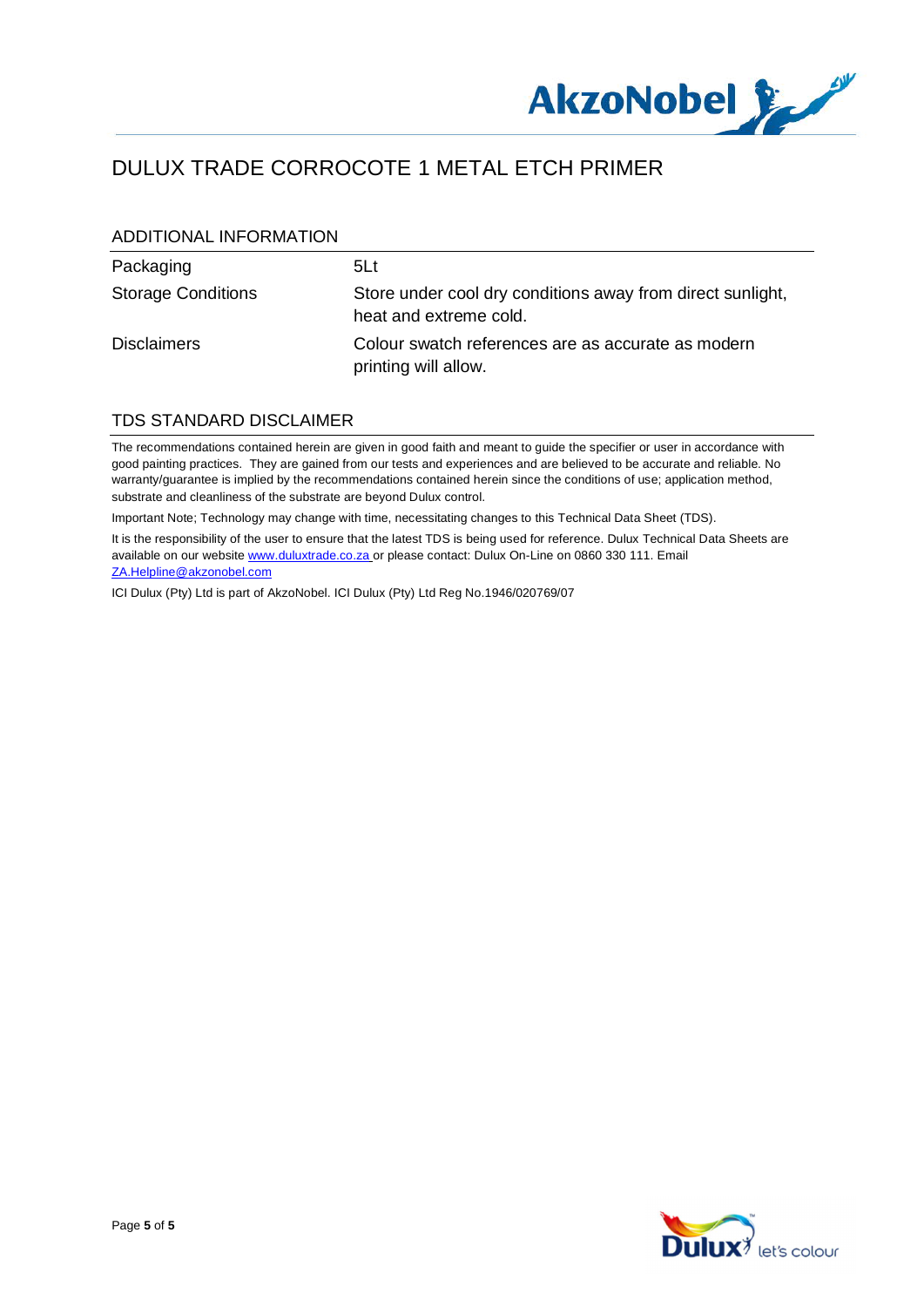# DULUX TRADE CORROCOTE 1 METAL ETCH PRIMER

## ADDITIONAL INFORMATION

| | |
|---|---|
| Packaging | 5Lt |
| Storage Conditions | Store under cool dry conditions away from direct sunlight, heat and extreme cold. |
| Disclaimers | Colour swatch references are as accurate as modern printing will allow. |

## TDS STANDARD DISCLAIMER

The recommendations contained herein are given in good faith and meant to guide the specifier or user in accordance with good painting practices. They are gained from our tests and experiences and are believed to be accurate and reliable. No warranty/guarantee is implied by the recommendations contained herein since the conditions of use; application method, substrate and cleanliness of the substrate are beyond Dulux control.

Important Note; Technology may change with time, necessitating changes to this Technical Data Sheet (TDS).

It is the responsibility of the user to ensure that the latest TDS is being used for reference. Dulux Technical Data Sheets are available on our website www.duluxtrade.co.za or please contact: Dulux On-Line on 0860 330 111. Email ZA.Helpline@akzonobel.com

ICI Dulux (Pty) Ltd is part of AkzoNobel. ICI Dulux (Pty) Ltd Reg No.1946/020769/07